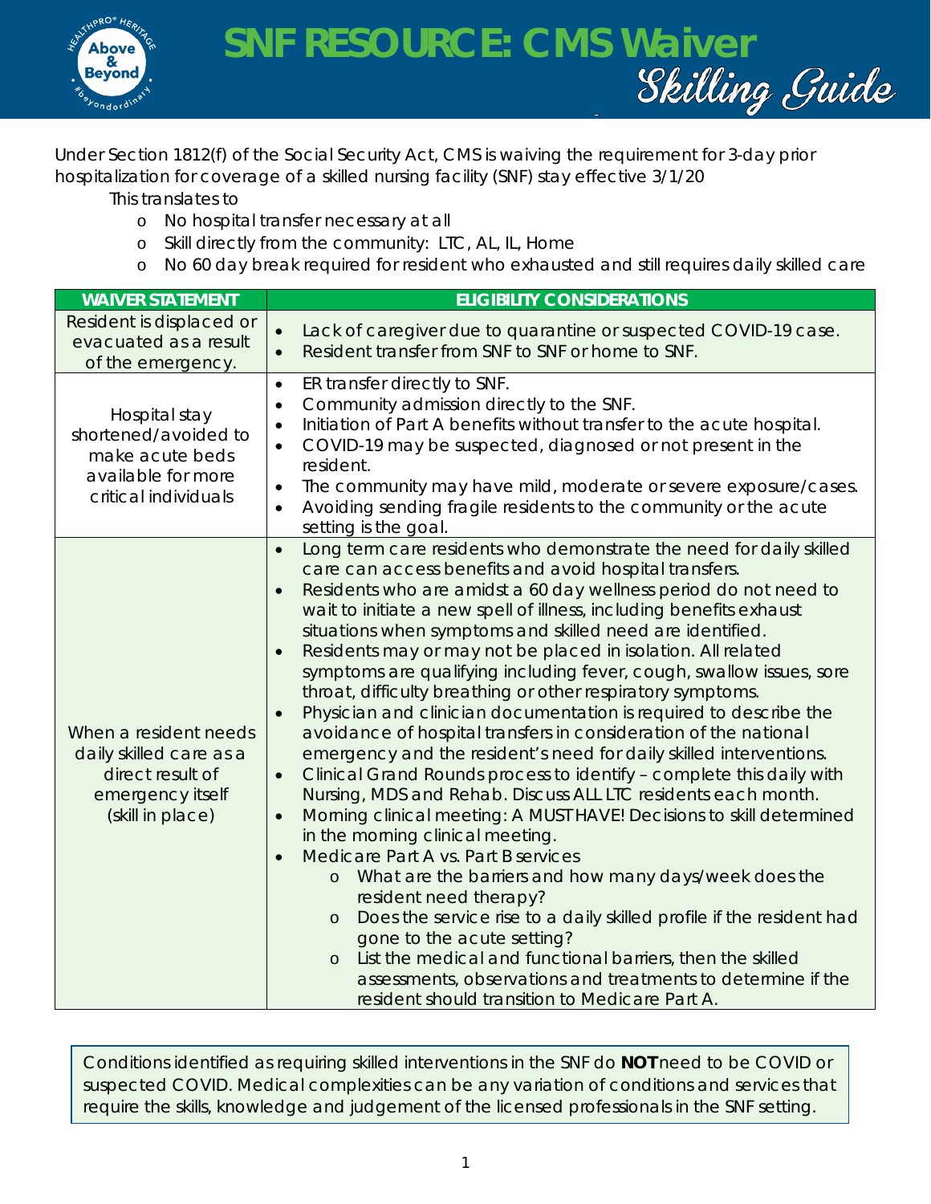# SNF RESOURCE: CMS Waiver Skilling Guide

Under Section 1812(f) of the Social Security Act, CMS is waiving the requirement for 3-day prior hospitalization for coverage of a skilled nursing facility (SNF) stay effective 3/1/20

This translates to

- No hospital transfer necessary at all
- Skill directly from the community: LTC, AL, IL, Home
- No 60 day break required for resident who exhausted and still requires daily skilled care

| WAIVER STATEMENT | ELIGIBILITY CONSIDERATIONS |
|---|---|
| Resident is displaced or evacuated as a result of the emergency. | • Lack of caregiver due to quarantine or suspected COVID-19 case.<br>• Resident transfer from SNF to SNF or home to SNF. |
| Hospital stay shortened/avoided to make acute beds available for more critical individuals | • ER transfer directly to SNF.<br>• Community admission directly to the SNF.<br>• Initiation of Part A benefits without transfer to the acute hospital.<br>• COVID-19 may be suspected, diagnosed or not present in the resident.<br>• The community may have mild, moderate or severe exposure/cases.<br>• Avoiding sending fragile residents to the community or the acute setting is the goal. |
| When a resident needs daily skilled care as a direct result of emergency itself (skill in place) | • Long term care residents who demonstrate the need for daily skilled care can access benefits and avoid hospital transfers.<br>• Residents who are amidst a 60 day wellness period do not need to wait to initiate a new spell of illness, including benefits exhaust situations when symptoms and skilled need are identified.<br>• Residents may or may not be placed in isolation. All related symptoms are qualifying including fever, cough, swallow issues, sore throat, difficulty breathing or other respiratory symptoms.<br>• Physician and clinician documentation is required to describe the avoidance of hospital transfers in consideration of the national emergency and the resident's need for daily skilled interventions.<br>• Clinical Grand Rounds process to identify – complete this daily with Nursing, MDS and Rehab. Discuss ALL LTC residents each month.<br>• Morning clinical meeting: A MUST HAVE! Decisions to skill determined in the morning clinical meeting.<br>• Medicare Part A vs. Part B services<br>&nbsp;&nbsp;○ What are the barriers and how many days/week does the resident need therapy?<br>&nbsp;&nbsp;○ Does the service rise to a daily skilled profile if the resident had gone to the acute setting?<br>&nbsp;&nbsp;○ List the medical and functional barriers, then the skilled assessments, observations and treatments to determine if the resident should transition to Medicare Part A. |

Conditions identified as requiring skilled interventions in the SNF do **NOT** need to be COVID or suspected COVID. Medical complexities can be any variation of conditions and services that require the skills, knowledge and judgement of the licensed professionals in the SNF setting.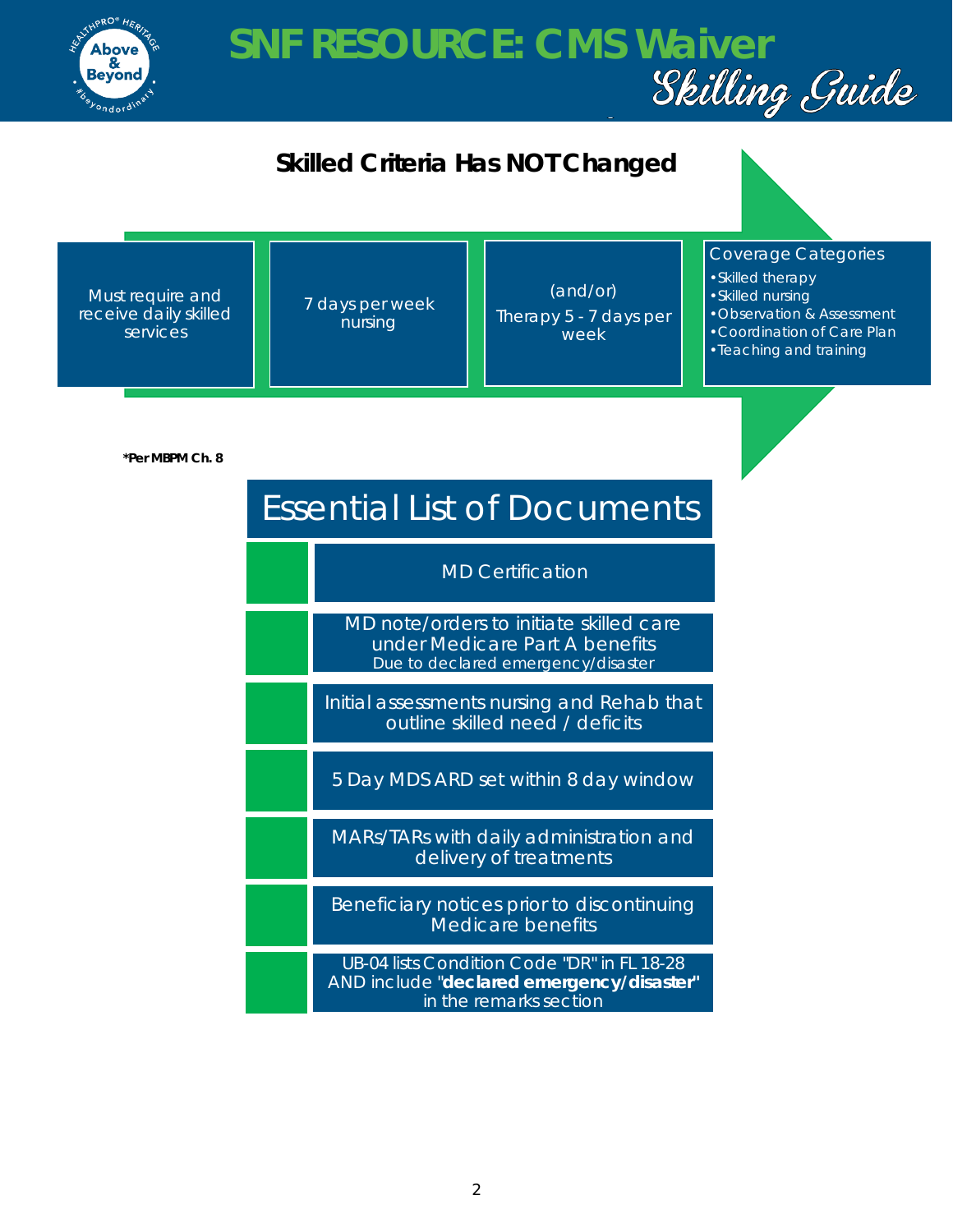# SNF RESOURCE: CMS Waiver Skilling Guide

## Skilled Criteria Has NOT Changed

- Must require and receive daily skilled services
- 7 days per week nursing
- (and/or) Therapy 5 - 7 days per week
- Coverage Categories
  - Skilled therapy
  - Skilled nursing
  - Observation & Assessment
  - Coordination of Care Plan
  - Teaching and training

**\*Per MBPM Ch. 8**

## Essential List of Documents

- MD Certification
- MD note/orders to initiate skilled care under Medicare Part A benefits
  Due to declared emergency/disaster
- Initial assessments nursing and Rehab that outline skilled need / deficits
- 5 Day MDS ARD set within 8 day window
- MARs/TARs with daily administration and delivery of treatments
- Beneficiary notices prior to discontinuing Medicare benefits
- UB-04 lists Condition Code "DR" in FL 18-28 AND include "**declared emergency/disaster**" in the remarks section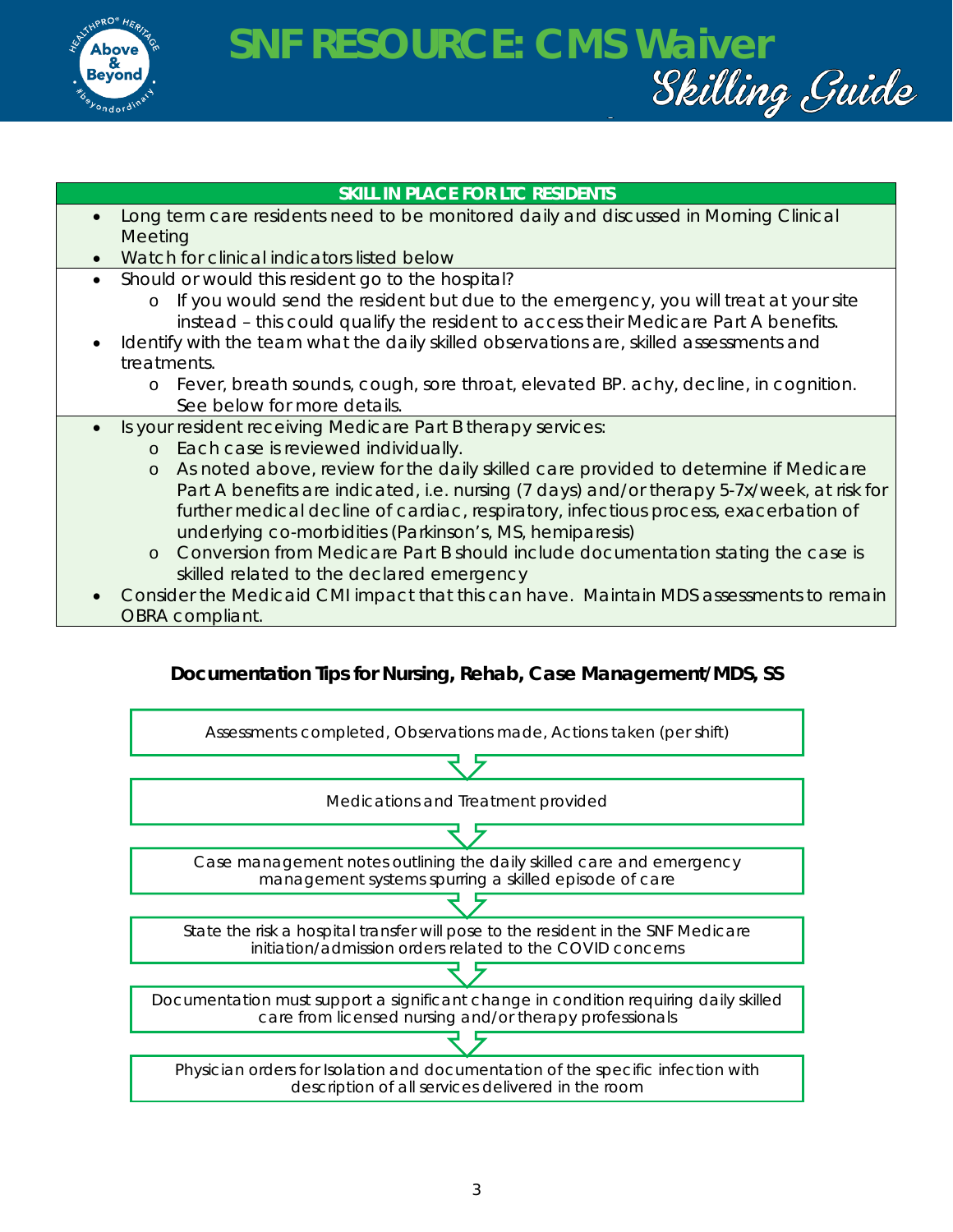# SNF RESOURCE: CMS Waiver *Skilling Guide*

| SKILL IN PLACE FOR LTC RESIDENTS |
| --- |
| • Long term care residents need to be monitored daily and discussed in Morning Clinical Meeting<br>• Watch for clinical indicators listed below |
| • Should or would this resident go to the hospital?<br>  o If you would send the resident but due to the emergency, you will treat at your site instead – this could qualify the resident to access their Medicare Part A benefits.<br>• Identify with the team what the daily skilled observations are, skilled assessments and treatments.<br>  o Fever, breath sounds, cough, sore throat, elevated BP. achy, decline, in cognition. See below for more details. |
| • Is your resident receiving Medicare Part B therapy services:<br>  o Each case is reviewed individually.<br>  o As noted above, review for the daily skilled care provided to determine if Medicare Part A benefits are indicated, i.e. nursing (7 days) and/or therapy 5-7x/week, at risk for further medical decline of cardiac, respiratory, infectious process, exacerbation of underlying co-morbidities (Parkinson's, MS, hemiparesis)<br>  o Conversion from Medicare Part B should include documentation stating the case is skilled related to the declared emergency<br>• Consider the Medicaid CMI impact that this can have. Maintain MDS assessments to remain OBRA compliant. |

## Documentation Tips for Nursing, Rehab, Case Management/MDS, SS

1. Assessments completed, Observations made, Actions taken (per shift)
2. Medications and Treatment provided
3. Case management notes outlining the daily skilled care and emergency management systems spurring a skilled episode of care
4. State the risk a hospital transfer will pose to the resident in the SNF Medicare initiation/admission orders related to the COVID concerns
5. Documentation must support a significant change in condition requiring daily skilled care from licensed nursing and/or therapy professionals
6. Physician orders for Isolation and documentation of the specific infection with description of all services delivered in the room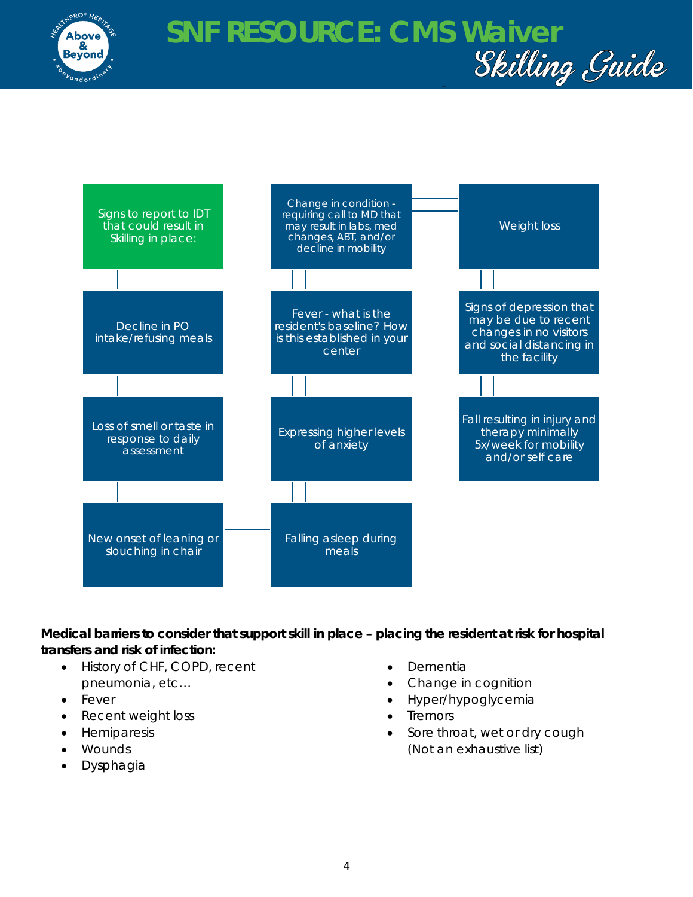# SNF RESOURCE: CMS Waiver Skilling Guide

Signs to report to IDT that could result in Skilling in place:

- Change in condition - requiring call to MD that may result in labs, med changes, ABT, and/or decline in mobility
- Weight loss
- Decline in PO intake/refusing meals
- Fever - what is the resident's baseline? How is this established in your center
- Signs of depression that may be due to recent changes in no visitors and social distancing in the facility
- Loss of smell or taste in response to daily assessment
- Expressing higher levels of anxiety
- Fall resulting in injury and therapy minimally 5x/week for mobility and/or self care
- New onset of leaning or slouching in chair
- Falling asleep during meals

**Medical barriers to consider that support skill in place – placing the resident at risk for hospital transfers and risk of infection:**

- History of CHF, COPD, recent pneumonia, etc…
- Fever
- Recent weight loss
- Hemiparesis
- Wounds
- Dysphagia
- Dementia
- Change in cognition
- Hyper/hypoglycemia
- Tremors
- Sore throat, wet or dry cough (Not an exhaustive list)